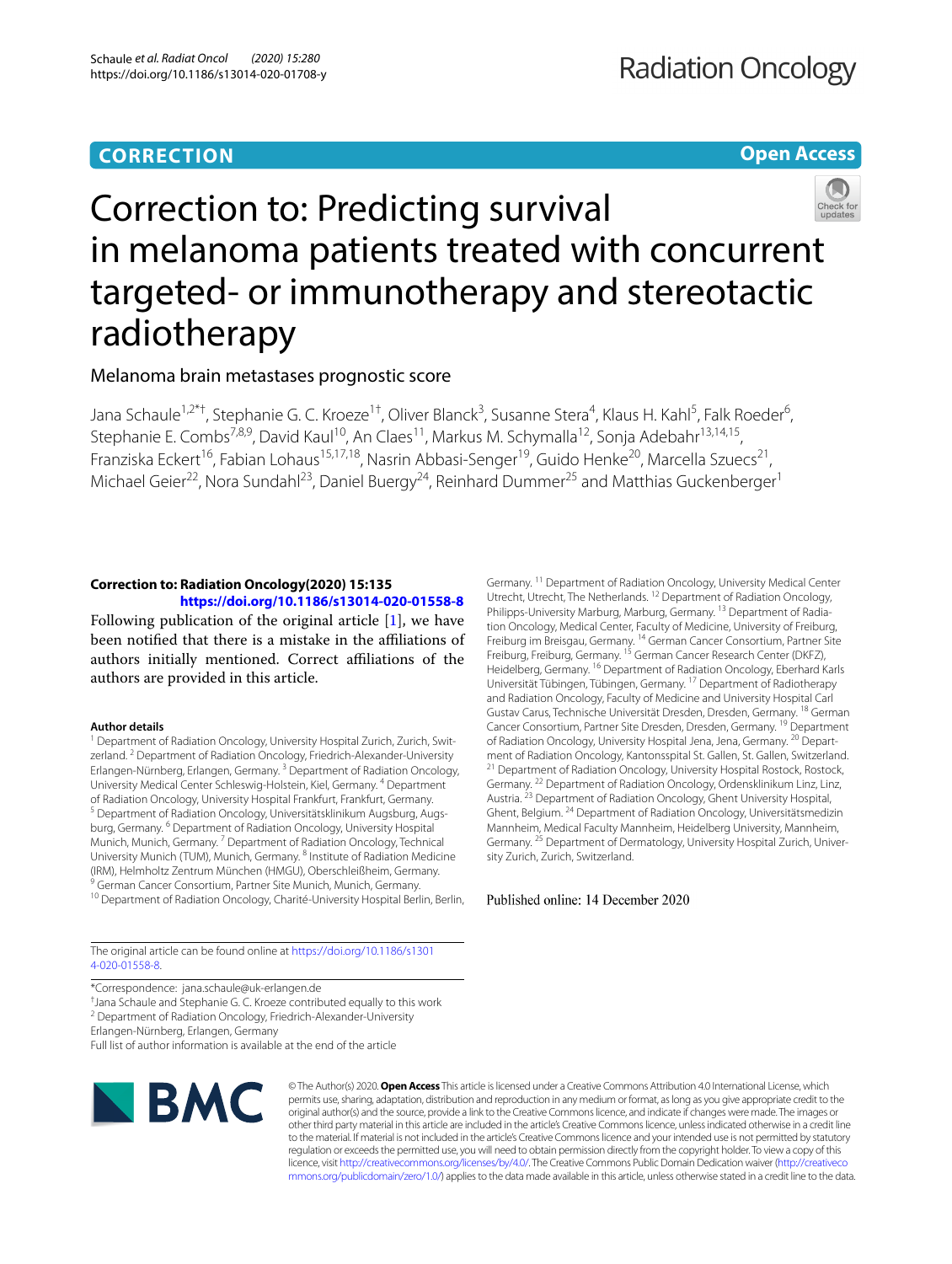CORRECTION

Open Access

# Correction to: Predicting survival in melanoma patients treated with concurrent targeted- or immunotherapy and stereotactic radiotherapy

Melanoma brain metastases prognostic score

Jana Schaule[1,2*†], Stephanie G. C. Kroeze[1†], Oliver Blanck[3], Susanne Stera[4], Klaus H. Kahl[5], Falk Roeder[6], Stephanie E. Combs[7,8,9], David Kaul[10], An Claes[11], Markus M. Schymalla[12], Sonja Adebahr[13,14,15], Franziska Eckert[16], Fabian Lohaus[15,17,18], Nasrin Abbasi-Senger[19], Guido Henke[20], Marcella Szuecs[21], Michael Geier[22], Nora Sundahl[23], Daniel Buergy[24], Reinhard Dummer[25] and Matthias Guckenberger[1]

**Correction to: Radiation Oncology(2020) 15:135**
**https://doi.org/10.1186/s13014-020-01558-8**

Following publication of the original article [1], we have been notified that there is a mistake in the affiliations of authors initially mentioned. Correct affiliations of the authors are provided in this article.

### Author details

[1] Department of Radiation Oncology, University Hospital Zurich, Zurich, Switzerland. [2] Department of Radiation Oncology, Friedrich-Alexander-University Erlangen-Nürnberg, Erlangen, Germany. [3] Department of Radiation Oncology, University Medical Center Schleswig-Holstein, Kiel, Germany. [4] Department of Radiation Oncology, University Hospital Frankfurt, Frankfurt, Germany. [5] Department of Radiation Oncology, Universitätsklinikum Augsburg, Augsburg, Germany. [6] Department of Radiation Oncology, University Hospital Munich, Munich, Germany. [7] Department of Radiation Oncology, Technical University Munich (TUM), Munich, Germany. [8] Institute of Radiation Medicine (IRM), Helmholtz Zentrum München (HMGU), Oberschleißheim, Germany. [9] German Cancer Consortium, Partner Site Munich, Munich, Germany. [10] Department of Radiation Oncology, Charité-University Hospital Berlin, Berlin, Germany. [11] Department of Radiation Oncology, University Medical Center Utrecht, Utrecht, The Netherlands. [12] Department of Radiation Oncology, Philipps-University Marburg, Marburg, Germany. [13] Department of Radiation Oncology, Medical Center, Faculty of Medicine, University of Freiburg, Freiburg im Breisgau, Germany. [14] German Cancer Consortium, Partner Site Freiburg, Freiburg, Germany. [15] German Cancer Research Center (DKFZ), Heidelberg, Germany. [16] Department of Radiation Oncology, Eberhard Karls Universität Tübingen, Tübingen, Germany. [17] Department of Radiotherapy and Radiation Oncology, Faculty of Medicine and University Hospital Carl Gustav Carus, Technische Universität Dresden, Dresden, Germany. [18] German Cancer Consortium, Partner Site Dresden, Dresden, Germany. [19] Department of Radiation Oncology, University Hospital Jena, Jena, Germany. [20] Department of Radiation Oncology, Kantonsspital St. Gallen, St. Gallen, Switzerland. [21] Department of Radiation Oncology, University Hospital Rostock, Rostock, Germany. [22] Department of Radiation Oncology, Ordensklinikum Linz, Linz, Austria. [23] Department of Radiation Oncology, Ghent University Hospital, Ghent, Belgium. [24] Department of Radiation Oncology, Universitätsmedizin Mannheim, Medical Faculty Mannheim, Heidelberg University, Mannheim, Germany. [25] Department of Dermatology, University Hospital Zurich, University Zurich, Zurich, Switzerland.

Published online: 14 December 2020

The original article can be found online at https://doi.org/10.1186/s13014-020-01558-8.

*Correspondence: jana.schaule@uk-erlangen.de
†Jana Schaule and Stephanie G. C. Kroeze contributed equally to this work
[2] Department of Radiation Oncology, Friedrich-Alexander-University Erlangen-Nürnberg, Erlangen, Germany
Full list of author information is available at the end of the article

© The Author(s) 2020. **Open Access** This article is licensed under a Creative Commons Attribution 4.0 International License, which permits use, sharing, adaptation, distribution and reproduction in any medium or format, as long as you give appropriate credit to the original author(s) and the source, provide a link to the Creative Commons licence, and indicate if changes were made. The images or other third party material in this article are included in the article's Creative Commons licence, unless indicated otherwise in a credit line to the material. If material is not included in the article's Creative Commons licence and your intended use is not permitted by statutory regulation or exceeds the permitted use, you will need to obtain permission directly from the copyright holder. To view a copy of this licence, visit http://creativecommons.org/licenses/by/4.0/. The Creative Commons Public Domain Dedication waiver (http://creativecommons.org/publicdomain/zero/1.0/) applies to the data made available in this article, unless otherwise stated in a credit line to the data.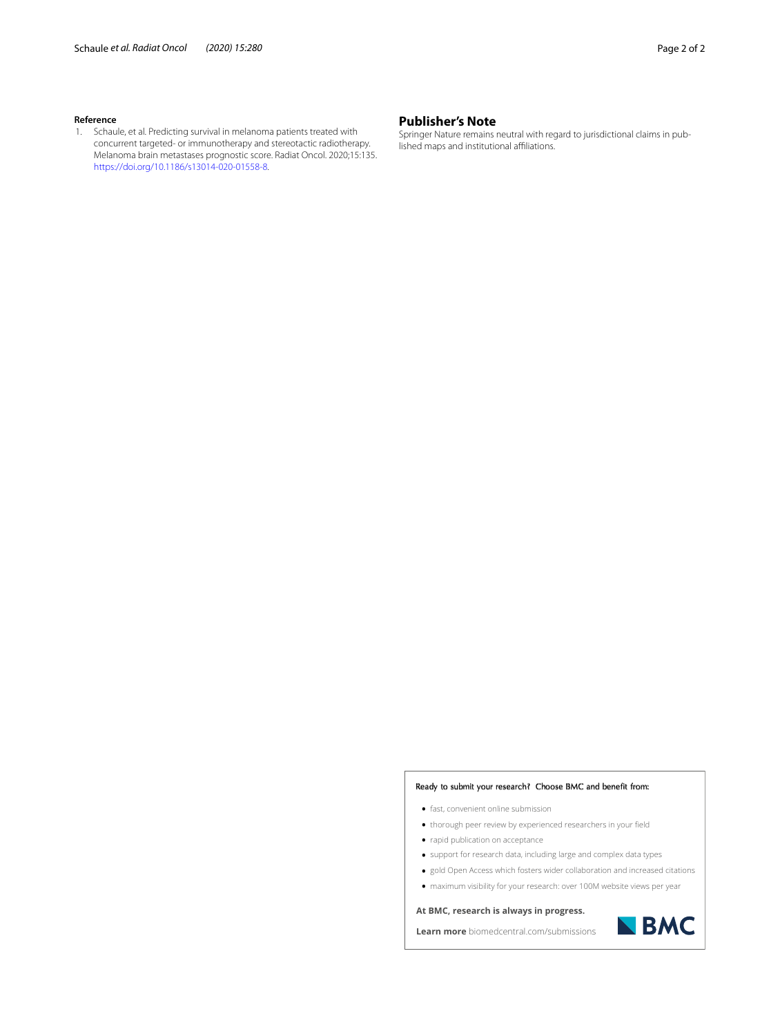## Reference

1. Schaule, et al. Predicting survival in melanoma patients treated with concurrent targeted- or immunotherapy and stereotactic radiotherapy. Melanoma brain metastases prognostic score. Radiat Oncol. 2020;15:135. https://doi.org/10.1186/s13014-020-01558-8.

## Publisher's Note

Springer Nature remains neutral with regard to jurisdictional claims in published maps and institutional affiliations.

Ready to submit your research? Choose BMC and benefit from:

- fast, convenient online submission
- thorough peer review by experienced researchers in your field
- rapid publication on acceptance
- support for research data, including large and complex data types
- gold Open Access which fosters wider collaboration and increased citations
- maximum visibility for your research: over 100M website views per year

**At BMC, research is always in progress.**

**Learn more** biomedcentral.com/submissions

BMC